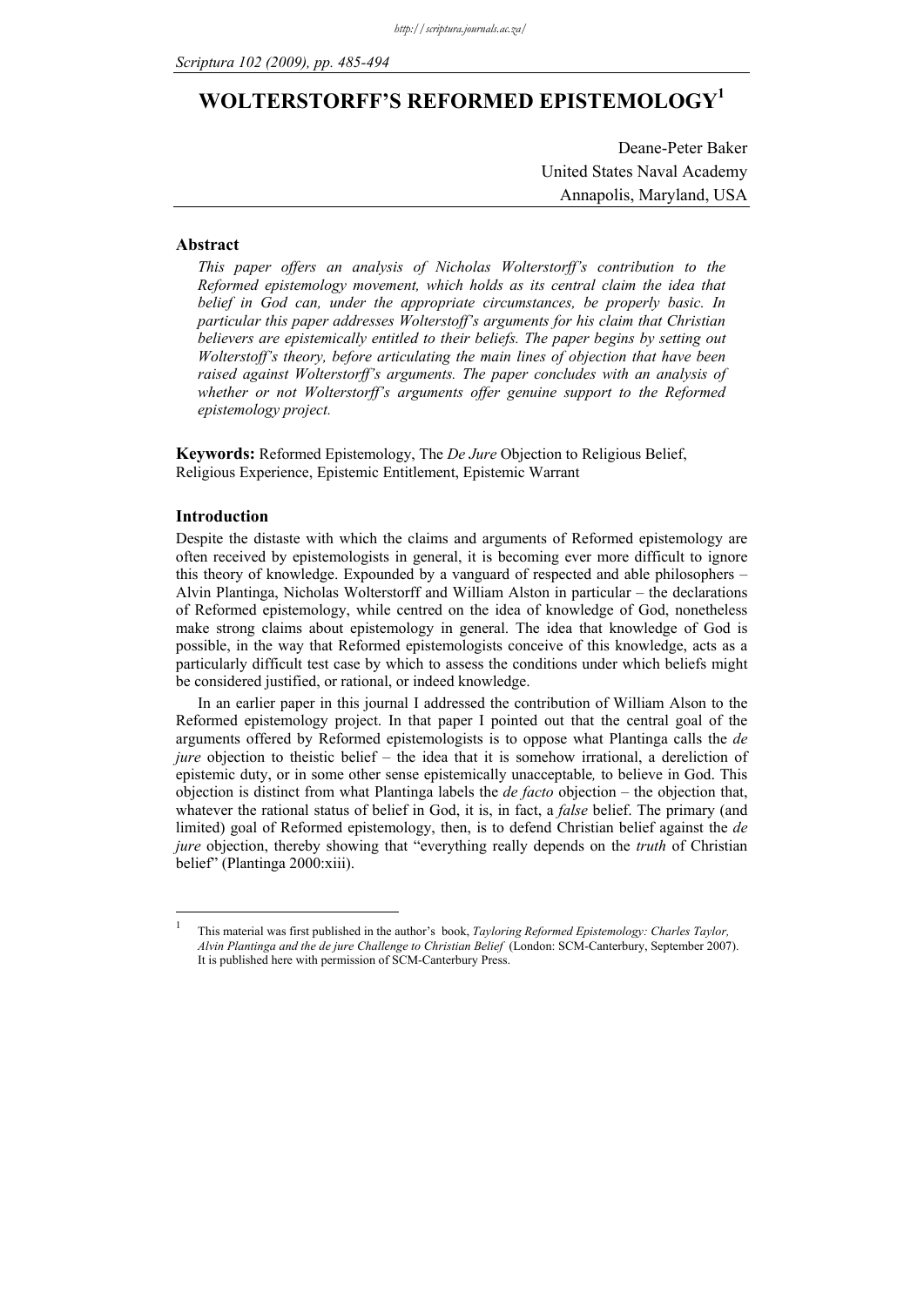# WOLTERSTORFF'S REFORMED EPISTEMOLOGY[1]

Deane-Peter Baker
United States Naval Academy
Annapolis, Maryland, USA

## Abstract

*This paper offers an analysis of Nicholas Wolterstorff's contribution to the Reformed epistemology movement, which holds as its central claim the idea that belief in God can, under the appropriate circumstances, be properly basic. In particular this paper addresses Wolterstoff's arguments for his claim that Christian believers are epistemically entitled to their beliefs. The paper begins by setting out Wolterstoff's theory, before articulating the main lines of objection that have been raised against Wolterstorff's arguments. The paper concludes with an analysis of whether or not Wolterstorff's arguments offer genuine support to the Reformed epistemology project.*

**Keywords:** Reformed Epistemology, The *De Jure* Objection to Religious Belief, Religious Experience, Epistemic Entitlement, Epistemic Warrant

## Introduction

Despite the distaste with which the claims and arguments of Reformed epistemology are often received by epistemologists in general, it is becoming ever more difficult to ignore this theory of knowledge. Expounded by a vanguard of respected and able philosophers – Alvin Plantinga, Nicholas Wolterstorff and William Alston in particular – the declarations of Reformed epistemology, while centred on the idea of knowledge of God, nonetheless make strong claims about epistemology in general. The idea that knowledge of God is possible, in the way that Reformed epistemologists conceive of this knowledge, acts as a particularly difficult test case by which to assess the conditions under which beliefs might be considered justified, or rational, or indeed knowledge.

In an earlier paper in this journal I addressed the contribution of William Alson to the Reformed epistemology project. In that paper I pointed out that the central goal of the arguments offered by Reformed epistemologists is to oppose what Plantinga calls the *de jure* objection to theistic belief – the idea that it is somehow irrational, a dereliction of epistemic duty, or in some other sense epistemically unacceptable*,* to believe in God. This objection is distinct from what Plantinga labels the *de facto* objection – the objection that, whatever the rational status of belief in God, it is, in fact, a *false* belief. The primary (and limited) goal of Reformed epistemology, then, is to defend Christian belief against the *de jure* objection, thereby showing that "everything really depends on the *truth* of Christian belief" (Plantinga 2000:xiii).

[1] This material was first published in the author's book, *Tayloring Reformed Epistemology: Charles Taylor, Alvin Plantinga and the de jure Challenge to Christian Belief* (London: SCM-Canterbury, September 2007). It is published here with permission of SCM-Canterbury Press.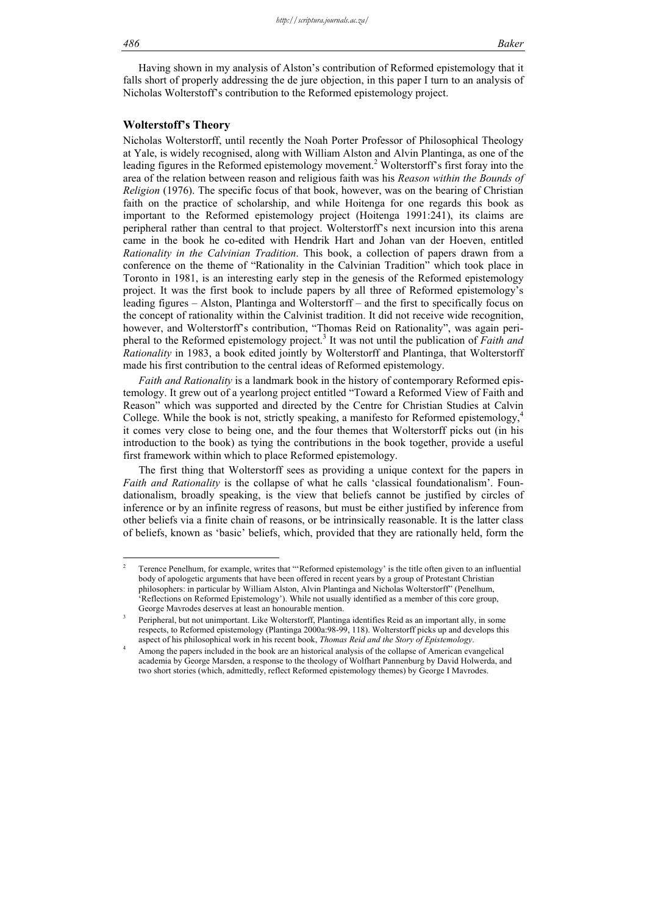Having shown in my analysis of Alston's contribution of Reformed epistemology that it falls short of properly addressing the de jure objection, in this paper I turn to an analysis of Nicholas Wolterstoff's contribution to the Reformed epistemology project.

## Wolterstoff's Theory

Nicholas Wolterstorff, until recently the Noah Porter Professor of Philosophical Theology at Yale, is widely recognised, along with William Alston and Alvin Plantinga, as one of the leading figures in the Reformed epistemology movement.[2] Wolterstorff's first foray into the area of the relation between reason and religious faith was his *Reason within the Bounds of Religion* (1976). The specific focus of that book, however, was on the bearing of Christian faith on the practice of scholarship, and while Hoitenga for one regards this book as important to the Reformed epistemology project (Hoitenga 1991:241), its claims are peripheral rather than central to that project. Wolterstorff's next incursion into this arena came in the book he co-edited with Hendrik Hart and Johan van der Hoeven, entitled *Rationality in the Calvinian Tradition*. This book, a collection of papers drawn from a conference on the theme of "Rationality in the Calvinian Tradition" which took place in Toronto in 1981, is an interesting early step in the genesis of the Reformed epistemology project. It was the first book to include papers by all three of Reformed epistemology's leading figures – Alston, Plantinga and Wolterstorff – and the first to specifically focus on the concept of rationality within the Calvinist tradition. It did not receive wide recognition, however, and Wolterstorff's contribution, "Thomas Reid on Rationality", was again peripheral to the Reformed epistemology project.[3] It was not until the publication of *Faith and Rationality* in 1983, a book edited jointly by Wolterstorff and Plantinga, that Wolterstorff made his first contribution to the central ideas of Reformed epistemology.

*Faith and Rationality* is a landmark book in the history of contemporary Reformed epistemology. It grew out of a yearlong project entitled "Toward a Reformed View of Faith and Reason" which was supported and directed by the Centre for Christian Studies at Calvin College. While the book is not, strictly speaking, a manifesto for Reformed epistemology,[4] it comes very close to being one, and the four themes that Wolterstorff picks out (in his introduction to the book) as tying the contributions in the book together, provide a useful first framework within which to place Reformed epistemology.

The first thing that Wolterstorff sees as providing a unique context for the papers in *Faith and Rationality* is the collapse of what he calls 'classical foundationalism'. Foundationalism, broadly speaking, is the view that beliefs cannot be justified by circles of inference or by an infinite regress of reasons, but must be either justified by inference from other beliefs via a finite chain of reasons, or be intrinsically reasonable. It is the latter class of beliefs, known as 'basic' beliefs, which, provided that they are rationally held, form the

---

[2] Terence Penelhum, for example, writes that "'Reformed epistemology' is the title often given to an influential body of apologetic arguments that have been offered in recent years by a group of Protestant Christian philosophers: in particular by William Alston, Alvin Plantinga and Nicholas Wolterstorff" (Penelhum, 'Reflections on Reformed Epistemology'). While not usually identified as a member of this core group, George Mavrodes deserves at least an honourable mention.

[3] Peripheral, but not unimportant. Like Wolterstorff, Plantinga identifies Reid as an important ally, in some respects, to Reformed epistemology (Plantinga 2000a:98-99, 118). Wolterstorff picks up and develops this aspect of his philosophical work in his recent book, *Thomas Reid and the Story of Epistemology*.

[4] Among the papers included in the book are an historical analysis of the collapse of American evangelical academia by George Marsden, a response to the theology of Wolfhart Pannenburg by David Holwerda, and two short stories (which, admittedly, reflect Reformed epistemology themes) by George I Mavrodes.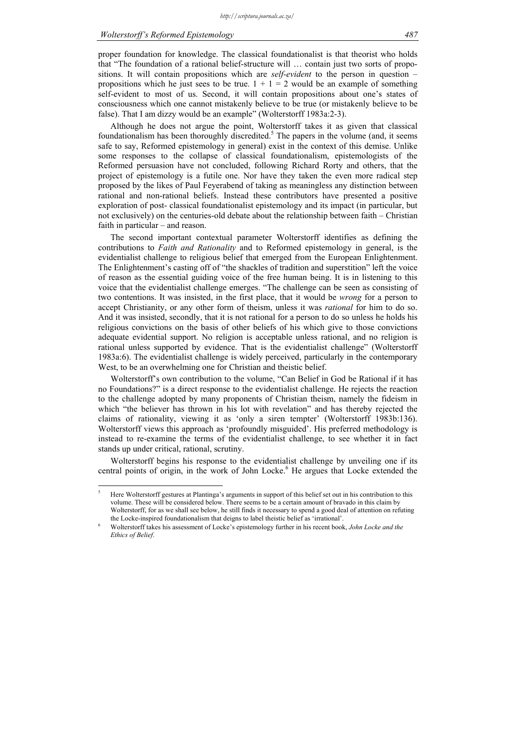proper foundation for knowledge. The classical foundationalist is that theorist who holds that "The foundation of a rational belief-structure will … contain just two sorts of propositions. It will contain propositions which are *self-evident* to the person in question – propositions which he just sees to be true. 1 + 1 = 2 would be an example of something self-evident to most of us. Second, it will contain propositions about one's states of consciousness which one cannot mistakenly believe to be true (or mistakenly believe to be false). That I am dizzy would be an example" (Wolterstorff 1983a:2-3).

Although he does not argue the point, Wolterstorff takes it as given that classical foundationalism has been thoroughly discredited.[5] The papers in the volume (and, it seems safe to say, Reformed epistemology in general) exist in the context of this demise. Unlike some responses to the collapse of classical foundationalism, epistemologists of the Reformed persuasion have not concluded, following Richard Rorty and others, that the project of epistemology is a futile one. Nor have they taken the even more radical step proposed by the likes of Paul Feyerabend of taking as meaningless any distinction between rational and non-rational beliefs. Instead these contributors have presented a positive exploration of post- classical foundationalist epistemology and its impact (in particular, but not exclusively) on the centuries-old debate about the relationship between faith – Christian faith in particular – and reason.

The second important contextual parameter Wolterstorff identifies as defining the contributions to *Faith and Rationality* and to Reformed epistemology in general, is the evidentialist challenge to religious belief that emerged from the European Enlightenment. The Enlightenment's casting off of "the shackles of tradition and superstition" left the voice of reason as the essential guiding voice of the free human being. It is in listening to this voice that the evidentialist challenge emerges. "The challenge can be seen as consisting of two contentions. It was insisted, in the first place, that it would be *wrong* for a person to accept Christianity, or any other form of theism, unless it was *rational* for him to do so. And it was insisted, secondly, that it is not rational for a person to do so unless he holds his religious convictions on the basis of other beliefs of his which give to those convictions adequate evidential support. No religion is acceptable unless rational, and no religion is rational unless supported by evidence. That is the evidentialist challenge" (Wolterstorff 1983a:6). The evidentialist challenge is widely perceived, particularly in the contemporary West, to be an overwhelming one for Christian and theistic belief.

Wolterstorff's own contribution to the volume, "Can Belief in God be Rational if it has no Foundations?" is a direct response to the evidentialist challenge. He rejects the reaction to the challenge adopted by many proponents of Christian theism, namely the fideism in which "the believer has thrown in his lot with revelation" and has thereby rejected the claims of rationality, viewing it as 'only a siren tempter' (Wolterstorff 1983b:136). Wolterstorff views this approach as 'profoundly misguided'. His preferred methodology is instead to re-examine the terms of the evidentialist challenge, to see whether it in fact stands up under critical, rational, scrutiny.

Wolterstorff begins his response to the evidentialist challenge by unveiling one if its central points of origin, in the work of John Locke.[6] He argues that Locke extended the

[5] Here Wolterstorff gestures at Plantinga's arguments in support of this belief set out in his contribution to this volume. These will be considered below. There seems to be a certain amount of bravado in this claim by Wolterstorff, for as we shall see below, he still finds it necessary to spend a good deal of attention on refuting the Locke-inspired foundationalism that deigns to label theistic belief as 'irrational'.

[6] Wolterstorff takes his assessment of Locke's epistemology further in his recent book, *John Locke and the Ethics of Belief*.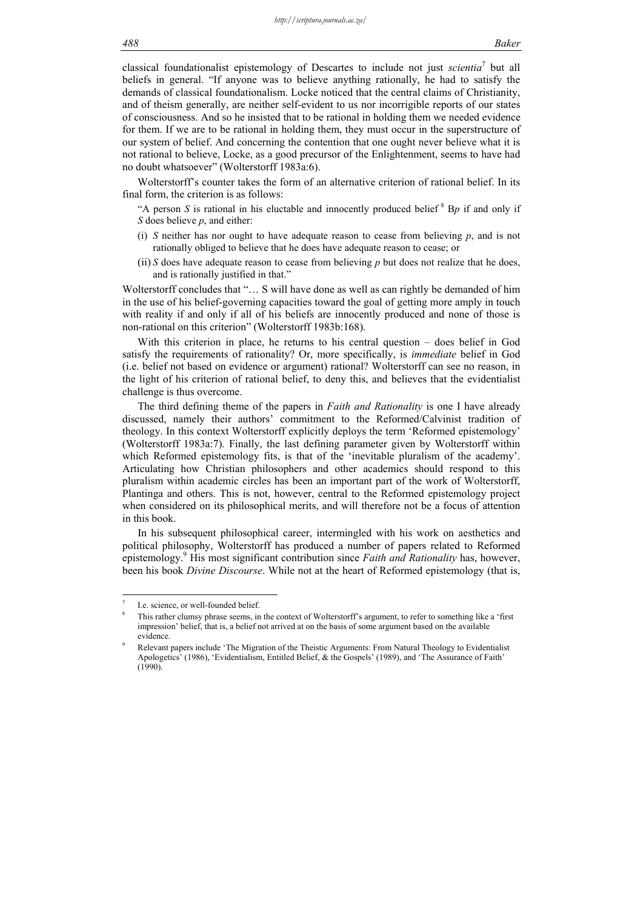classical foundationalist epistemology of Descartes to include not just *scientia*[7] but all beliefs in general. "If anyone was to believe anything rationally, he had to satisfy the demands of classical foundationalism. Locke noticed that the central claims of Christianity, and of theism generally, are neither self-evident to us nor incorrigible reports of our states of consciousness. And so he insisted that to be rational in holding them we needed evidence for them. If we are to be rational in holding them, they must occur in the superstructure of our system of belief. And concerning the contention that one ought never believe what it is not rational to believe, Locke, as a good precursor of the Enlightenment, seems to have had no doubt whatsoever" (Wolterstorff 1983a:6).

Wolterstorff's counter takes the form of an alternative criterion of rational belief. In its final form, the criterion is as follows:

> "A person *S* is rational in his eluctable and innocently produced belief[8] B*p* if and only if *S* does believe *p*, and either:
>
> (i) *S* neither has nor ought to have adequate reason to cease from believing *p*, and is not rationally obliged to believe that he does have adequate reason to cease; or
>
> (ii) *S* does have adequate reason to cease from believing *p* but does not realize that he does, and is rationally justified in that."

Wolterstorff concludes that "… S will have done as well as can rightly be demanded of him in the use of his belief-governing capacities toward the goal of getting more amply in touch with reality if and only if all of his beliefs are innocently produced and none of those is non-rational on this criterion" (Wolterstorff 1983b:168).

With this criterion in place, he returns to his central question – does belief in God satisfy the requirements of rationality? Or, more specifically, is *immediate* belief in God (i.e. belief not based on evidence or argument) rational? Wolterstorff can see no reason, in the light of his criterion of rational belief, to deny this, and believes that the evidentialist challenge is thus overcome.

The third defining theme of the papers in *Faith and Rationality* is one I have already discussed, namely their authors' commitment to the Reformed/Calvinist tradition of theology. In this context Wolterstorff explicitly deploys the term 'Reformed epistemology' (Wolterstorff 1983a:7). Finally, the last defining parameter given by Wolterstorff within which Reformed epistemology fits, is that of the 'inevitable pluralism of the academy'. Articulating how Christian philosophers and other academics should respond to this pluralism within academic circles has been an important part of the work of Wolterstorff, Plantinga and others. This is not, however, central to the Reformed epistemology project when considered on its philosophical merits, and will therefore not be a focus of attention in this book.

In his subsequent philosophical career, intermingled with his work on aesthetics and political philosophy, Wolterstorff has produced a number of papers related to Reformed epistemology.[9] His most significant contribution since *Faith and Rationality* has, however, been his book *Divine Discourse*. While not at the heart of Reformed epistemology (that is,

---

[7] I.e. science, or well-founded belief.

[8] This rather clumsy phrase seems, in the context of Wolterstorff's argument, to refer to something like a 'first impression' belief, that is, a belief not arrived at on the basis of some argument based on the available evidence.

[9] Relevant papers include 'The Migration of the Theistic Arguments: From Natural Theology to Evidentialist Apologetics' (1986), 'Evidentialism, Entitled Belief, & the Gospels' (1989), and 'The Assurance of Faith' (1990).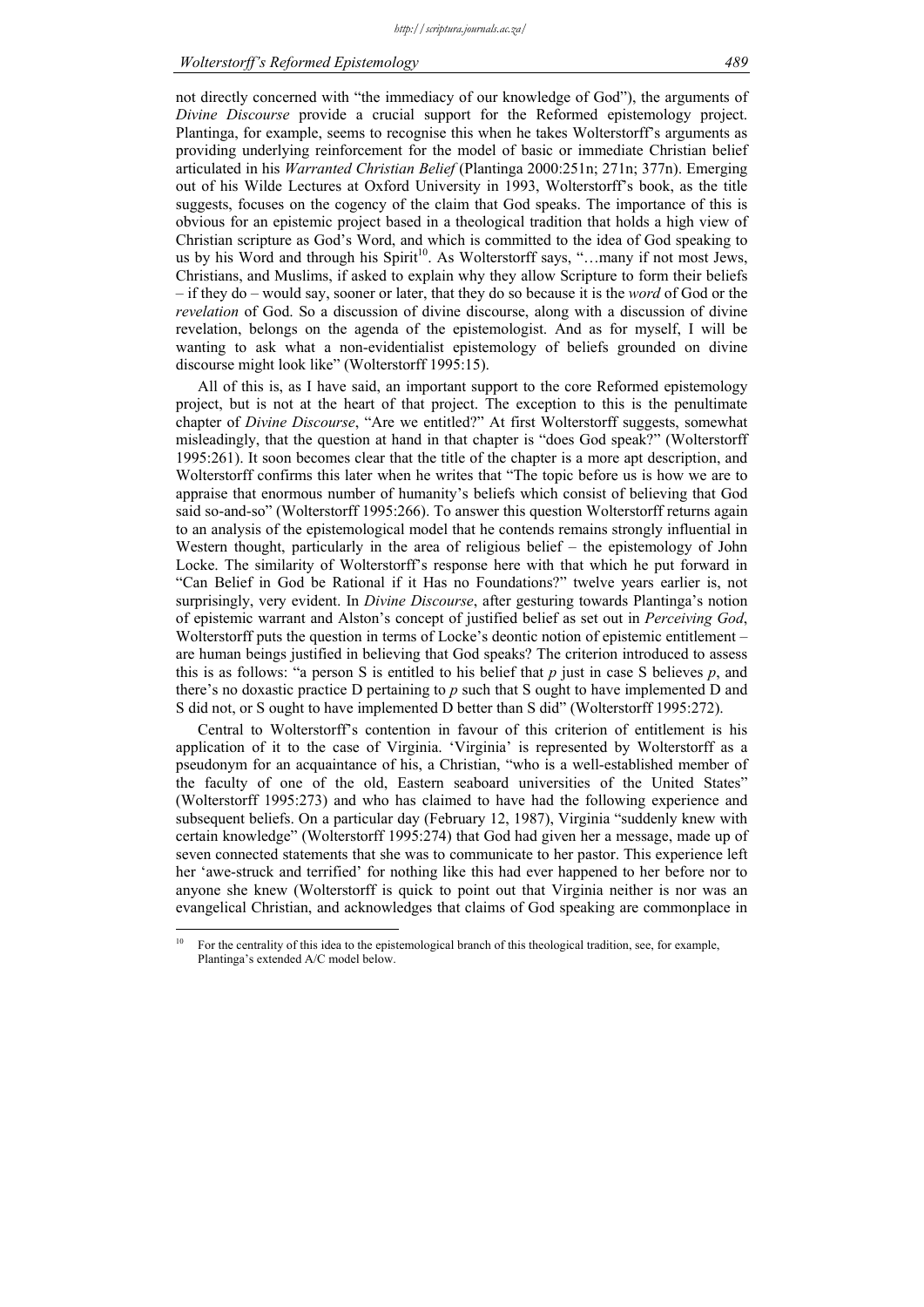not directly concerned with "the immediacy of our knowledge of God"), the arguments of *Divine Discourse* provide a crucial support for the Reformed epistemology project. Plantinga, for example, seems to recognise this when he takes Wolterstorff's arguments as providing underlying reinforcement for the model of basic or immediate Christian belief articulated in his *Warranted Christian Belief* (Plantinga 2000:251n; 271n; 377n). Emerging out of his Wilde Lectures at Oxford University in 1993, Wolterstorff's book, as the title suggests, focuses on the cogency of the claim that God speaks. The importance of this is obvious for an epistemic project based in a theological tradition that holds a high view of Christian scripture as God's Word, and which is committed to the idea of God speaking to us by his Word and through his Spirit[10]. As Wolterstorff says, "…many if not most Jews, Christians, and Muslims, if asked to explain why they allow Scripture to form their beliefs – if they do – would say, sooner or later, that they do so because it is the *word* of God or the *revelation* of God. So a discussion of divine discourse, along with a discussion of divine revelation, belongs on the agenda of the epistemologist. And as for myself, I will be wanting to ask what a non-evidentialist epistemology of beliefs grounded on divine discourse might look like" (Wolterstorff 1995:15).

All of this is, as I have said, an important support to the core Reformed epistemology project, but is not at the heart of that project. The exception to this is the penultimate chapter of *Divine Discourse*, "Are we entitled?" At first Wolterstorff suggests, somewhat misleadingly, that the question at hand in that chapter is "does God speak?" (Wolterstorff 1995:261). It soon becomes clear that the title of the chapter is a more apt description, and Wolterstorff confirms this later when he writes that "The topic before us is how we are to appraise that enormous number of humanity's beliefs which consist of believing that God said so-and-so" (Wolterstorff 1995:266). To answer this question Wolterstorff returns again to an analysis of the epistemological model that he contends remains strongly influential in Western thought, particularly in the area of religious belief – the epistemology of John Locke. The similarity of Wolterstorff's response here with that which he put forward in "Can Belief in God be Rational if it Has no Foundations?" twelve years earlier is, not surprisingly, very evident. In *Divine Discourse*, after gesturing towards Plantinga's notion of epistemic warrant and Alston's concept of justified belief as set out in *Perceiving God*, Wolterstorff puts the question in terms of Locke's deontic notion of epistemic entitlement – are human beings justified in believing that God speaks? The criterion introduced to assess this is as follows: "a person S is entitled to his belief that *p* just in case S believes *p*, and there's no doxastic practice D pertaining to *p* such that S ought to have implemented D and S did not, or S ought to have implemented D better than S did" (Wolterstorff 1995:272).

Central to Wolterstorff's contention in favour of this criterion of entitlement is his application of it to the case of Virginia. 'Virginia' is represented by Wolterstorff as a pseudonym for an acquaintance of his, a Christian, "who is a well-established member of the faculty of one of the old, Eastern seaboard universities of the United States" (Wolterstorff 1995:273) and who has claimed to have had the following experience and subsequent beliefs. On a particular day (February 12, 1987), Virginia "suddenly knew with certain knowledge" (Wolterstorff 1995:274) that God had given her a message, made up of seven connected statements that she was to communicate to her pastor. This experience left her 'awe-struck and terrified' for nothing like this had ever happened to her before nor to anyone she knew (Wolterstorff is quick to point out that Virginia neither is nor was an evangelical Christian, and acknowledges that claims of God speaking are commonplace in

---

[10] For the centrality of this idea to the epistemological branch of this theological tradition, see, for example, Plantinga's extended A/C model below.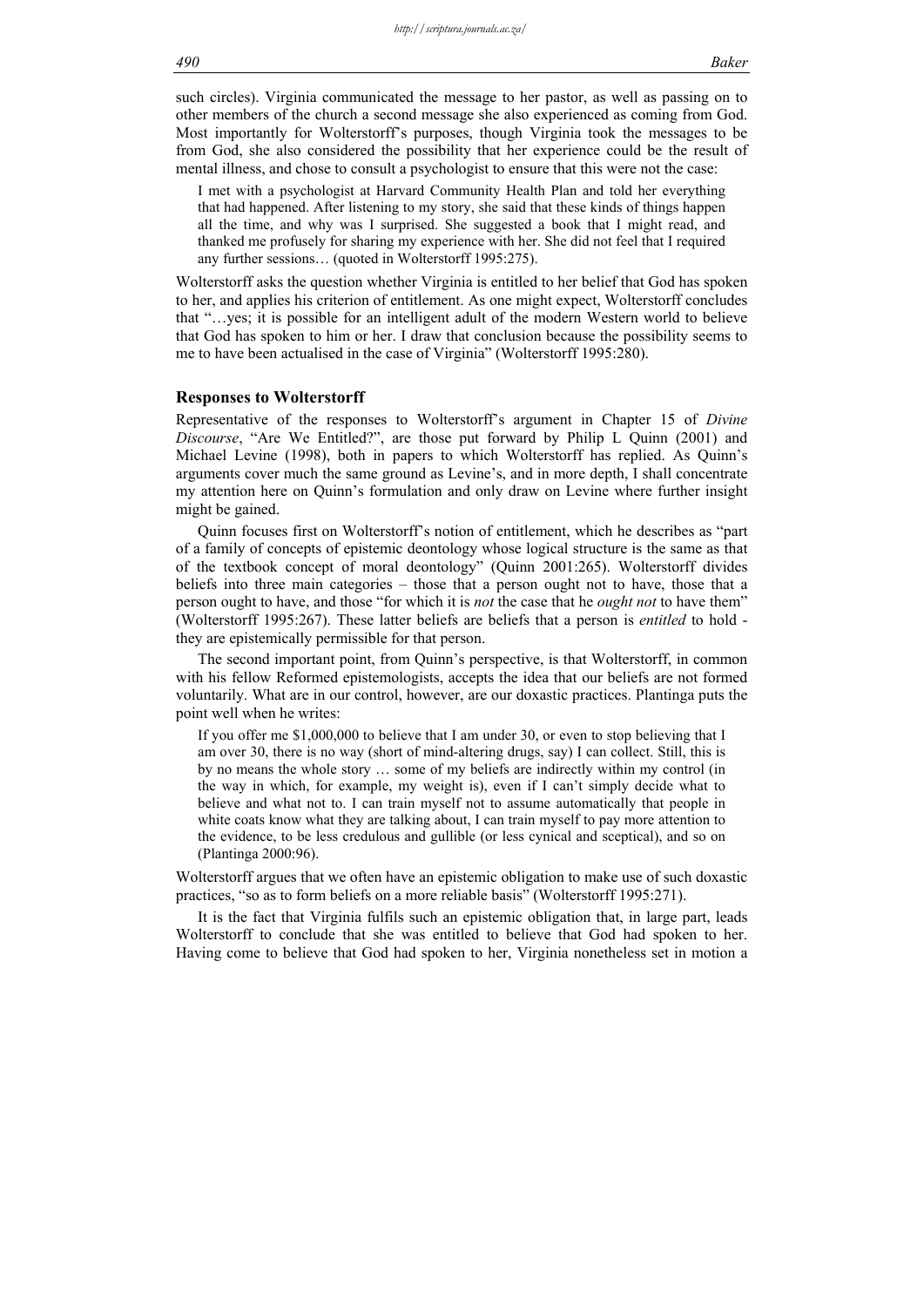such circles). Virginia communicated the message to her pastor, as well as passing on to other members of the church a second message she also experienced as coming from God. Most importantly for Wolterstorff's purposes, though Virginia took the messages to be from God, she also considered the possibility that her experience could be the result of mental illness, and chose to consult a psychologist to ensure that this were not the case:

> I met with a psychologist at Harvard Community Health Plan and told her everything that had happened. After listening to my story, she said that these kinds of things happen all the time, and why was I surprised. She suggested a book that I might read, and thanked me profusely for sharing my experience with her. She did not feel that I required any further sessions… (quoted in Wolterstorff 1995:275).

Wolterstorff asks the question whether Virginia is entitled to her belief that God has spoken to her, and applies his criterion of entitlement. As one might expect, Wolterstorff concludes that "…yes; it is possible for an intelligent adult of the modern Western world to believe that God has spoken to him or her. I draw that conclusion because the possibility seems to me to have been actualised in the case of Virginia" (Wolterstorff 1995:280).

## Responses to Wolterstorff

Representative of the responses to Wolterstorff's argument in Chapter 15 of *Divine Discourse*, "Are We Entitled?", are those put forward by Philip L Quinn (2001) and Michael Levine (1998), both in papers to which Wolterstorff has replied. As Quinn's arguments cover much the same ground as Levine's, and in more depth, I shall concentrate my attention here on Quinn's formulation and only draw on Levine where further insight might be gained.

Quinn focuses first on Wolterstorff's notion of entitlement, which he describes as "part of a family of concepts of epistemic deontology whose logical structure is the same as that of the textbook concept of moral deontology" (Quinn 2001:265). Wolterstorff divides beliefs into three main categories – those that a person ought not to have, those that a person ought to have, and those "for which it is *not* the case that he *ought not* to have them" (Wolterstorff 1995:267). These latter beliefs are beliefs that a person is *entitled* to hold - they are epistemically permissible for that person.

The second important point, from Quinn's perspective, is that Wolterstorff, in common with his fellow Reformed epistemologists, accepts the idea that our beliefs are not formed voluntarily. What are in our control, however, are our doxastic practices. Plantinga puts the point well when he writes:

> If you offer me $1,000,000 to believe that I am under 30, or even to stop believing that I am over 30, there is no way (short of mind-altering drugs, say) I can collect. Still, this is by no means the whole story … some of my beliefs are indirectly within my control (in the way in which, for example, my weight is), even if I can't simply decide what to believe and what not to. I can train myself not to assume automatically that people in white coats know what they are talking about, I can train myself to pay more attention to the evidence, to be less credulous and gullible (or less cynical and sceptical), and so on (Plantinga 2000:96).

Wolterstorff argues that we often have an epistemic obligation to make use of such doxastic practices, "so as to form beliefs on a more reliable basis" (Wolterstorff 1995:271).

It is the fact that Virginia fulfils such an epistemic obligation that, in large part, leads Wolterstorff to conclude that she was entitled to believe that God had spoken to her. Having come to believe that God had spoken to her, Virginia nonetheless set in motion a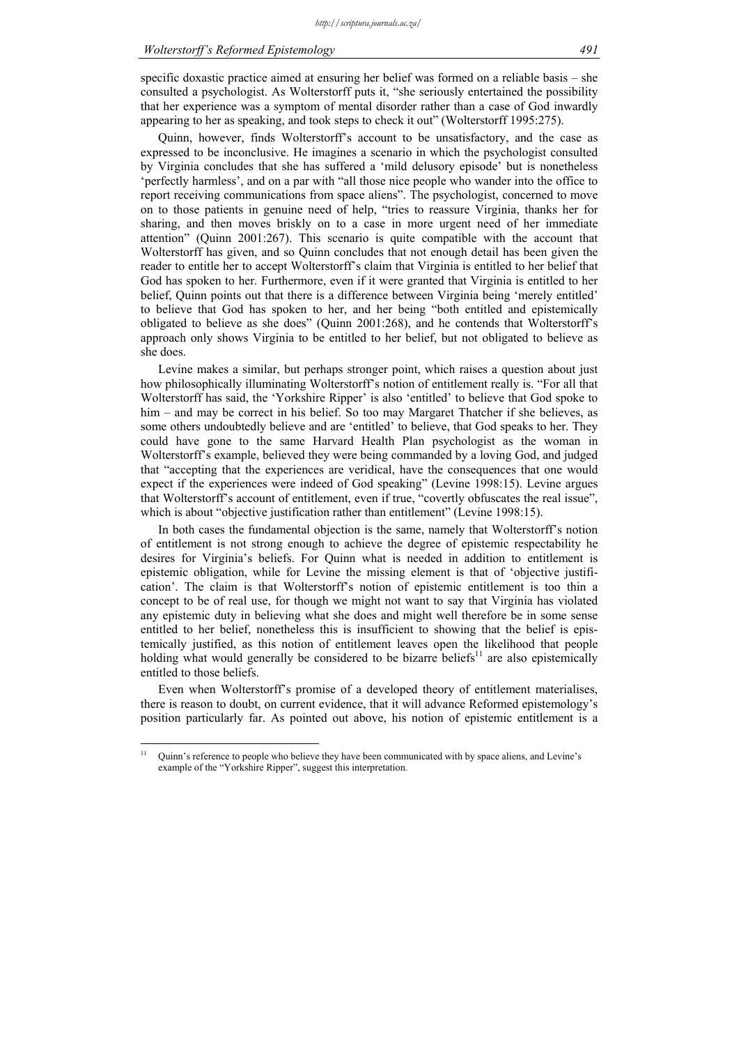specific doxastic practice aimed at ensuring her belief was formed on a reliable basis – she consulted a psychologist. As Wolterstorff puts it, "she seriously entertained the possibility that her experience was a symptom of mental disorder rather than a case of God inwardly appearing to her as speaking, and took steps to check it out" (Wolterstorff 1995:275).

Quinn, however, finds Wolterstorff's account to be unsatisfactory, and the case as expressed to be inconclusive. He imagines a scenario in which the psychologist consulted by Virginia concludes that she has suffered a 'mild delusory episode' but is nonetheless 'perfectly harmless', and on a par with "all those nice people who wander into the office to report receiving communications from space aliens". The psychologist, concerned to move on to those patients in genuine need of help, "tries to reassure Virginia, thanks her for sharing, and then moves briskly on to a case in more urgent need of her immediate attention" (Quinn 2001:267). This scenario is quite compatible with the account that Wolterstorff has given, and so Quinn concludes that not enough detail has been given the reader to entitle her to accept Wolterstorff's claim that Virginia is entitled to her belief that God has spoken to her. Furthermore, even if it were granted that Virginia is entitled to her belief, Quinn points out that there is a difference between Virginia being 'merely entitled' to believe that God has spoken to her, and her being "both entitled and epistemically obligated to believe as she does" (Quinn 2001:268), and he contends that Wolterstorff's approach only shows Virginia to be entitled to her belief, but not obligated to believe as she does.

Levine makes a similar, but perhaps stronger point, which raises a question about just how philosophically illuminating Wolterstorff's notion of entitlement really is. "For all that Wolterstorff has said, the 'Yorkshire Ripper' is also 'entitled' to believe that God spoke to him – and may be correct in his belief. So too may Margaret Thatcher if she believes, as some others undoubtedly believe and are 'entitled' to believe, that God speaks to her. They could have gone to the same Harvard Health Plan psychologist as the woman in Wolterstorff's example, believed they were being commanded by a loving God, and judged that "accepting that the experiences are veridical, have the consequences that one would expect if the experiences were indeed of God speaking" (Levine 1998:15). Levine argues that Wolterstorff's account of entitlement, even if true, "covertly obfuscates the real issue", which is about "objective justification rather than entitlement" (Levine 1998:15).

In both cases the fundamental objection is the same, namely that Wolterstorff's notion of entitlement is not strong enough to achieve the degree of epistemic respectability he desires for Virginia's beliefs. For Quinn what is needed in addition to entitlement is epistemic obligation, while for Levine the missing element is that of 'objective justification'. The claim is that Wolterstorff's notion of epistemic entitlement is too thin a concept to be of real use, for though we might not want to say that Virginia has violated any epistemic duty in believing what she does and might well therefore be in some sense entitled to her belief, nonetheless this is insufficient to showing that the belief is epistemically justified, as this notion of entitlement leaves open the likelihood that people holding what would generally be considered to be bizarre beliefs[11] are also epistemically entitled to those beliefs.

Even when Wolterstorff's promise of a developed theory of entitlement materialises, there is reason to doubt, on current evidence, that it will advance Reformed epistemology's position particularly far. As pointed out above, his notion of epistemic entitlement is a

---

[11] Quinn's reference to people who believe they have been communicated with by space aliens, and Levine's example of the "Yorkshire Ripper", suggest this interpretation.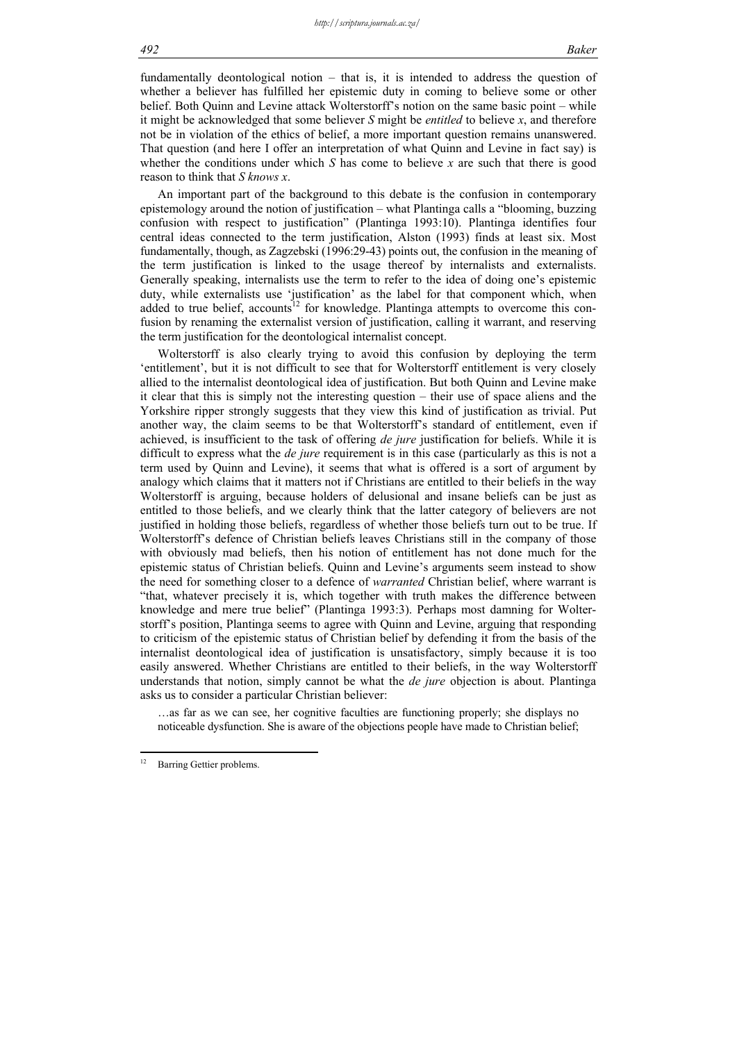fundamentally deontological notion – that is, it is intended to address the question of whether a believer has fulfilled her epistemic duty in coming to believe some or other belief. Both Quinn and Levine attack Wolterstorff's notion on the same basic point – while it might be acknowledged that some believer *S* might be *entitled* to believe *x*, and therefore not be in violation of the ethics of belief, a more important question remains unanswered. That question (and here I offer an interpretation of what Quinn and Levine in fact say) is whether the conditions under which *S* has come to believe *x* are such that there is good reason to think that *S knows x*.

An important part of the background to this debate is the confusion in contemporary epistemology around the notion of justification – what Plantinga calls a "blooming, buzzing confusion with respect to justification" (Plantinga 1993:10). Plantinga identifies four central ideas connected to the term justification, Alston (1993) finds at least six. Most fundamentally, though, as Zagzebski (1996:29-43) points out, the confusion in the meaning of the term justification is linked to the usage thereof by internalists and externalists. Generally speaking, internalists use the term to refer to the idea of doing one's epistemic duty, while externalists use 'justification' as the label for that component which, when added to true belief, accounts[12] for knowledge. Plantinga attempts to overcome this confusion by renaming the externalist version of justification, calling it warrant, and reserving the term justification for the deontological internalist concept.

Wolterstorff is also clearly trying to avoid this confusion by deploying the term 'entitlement', but it is not difficult to see that for Wolterstorff entitlement is very closely allied to the internalist deontological idea of justification. But both Quinn and Levine make it clear that this is simply not the interesting question – their use of space aliens and the Yorkshire ripper strongly suggests that they view this kind of justification as trivial. Put another way, the claim seems to be that Wolterstorff's standard of entitlement, even if achieved, is insufficient to the task of offering *de jure* justification for beliefs. While it is difficult to express what the *de jure* requirement is in this case (particularly as this is not a term used by Quinn and Levine), it seems that what is offered is a sort of argument by analogy which claims that it matters not if Christians are entitled to their beliefs in the way Wolterstorff is arguing, because holders of delusional and insane beliefs can be just as entitled to those beliefs, and we clearly think that the latter category of believers are not justified in holding those beliefs, regardless of whether those beliefs turn out to be true. If Wolterstorff's defence of Christian beliefs leaves Christians still in the company of those with obviously mad beliefs, then his notion of entitlement has not done much for the epistemic status of Christian beliefs. Quinn and Levine's arguments seem instead to show the need for something closer to a defence of *warranted* Christian belief, where warrant is "that, whatever precisely it is, which together with truth makes the difference between knowledge and mere true belief" (Plantinga 1993:3). Perhaps most damning for Wolterstorff's position, Plantinga seems to agree with Quinn and Levine, arguing that responding to criticism of the epistemic status of Christian belief by defending it from the basis of the internalist deontological idea of justification is unsatisfactory, simply because it is too easily answered. Whether Christians are entitled to their beliefs, in the way Wolterstorff understands that notion, simply cannot be what the *de jure* objection is about. Plantinga asks us to consider a particular Christian believer:

> …as far as we can see, her cognitive faculties are functioning properly; she displays no noticeable dysfunction. She is aware of the objections people have made to Christian belief;

---

[12] Barring Gettier problems.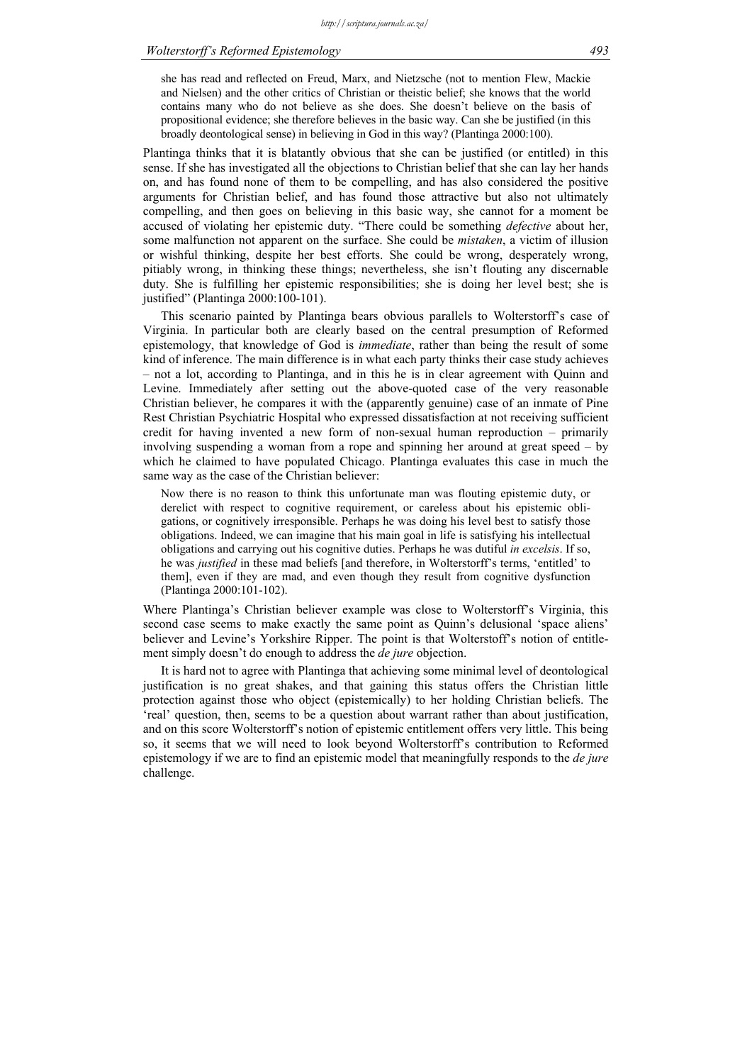> she has read and reflected on Freud, Marx, and Nietzsche (not to mention Flew, Mackie and Nielsen) and the other critics of Christian or theistic belief; she knows that the world contains many who do not believe as she does. She doesn't believe on the basis of propositional evidence; she therefore believes in the basic way. Can she be justified (in this broadly deontological sense) in believing in God in this way? (Plantinga 2000:100).

Plantinga thinks that it is blatantly obvious that she can be justified (or entitled) in this sense. If she has investigated all the objections to Christian belief that she can lay her hands on, and has found none of them to be compelling, and has also considered the positive arguments for Christian belief, and has found those attractive but also not ultimately compelling, and then goes on believing in this basic way, she cannot for a moment be accused of violating her epistemic duty. "There could be something *defective* about her, some malfunction not apparent on the surface. She could be *mistaken*, a victim of illusion or wishful thinking, despite her best efforts. She could be wrong, desperately wrong, pitiably wrong, in thinking these things; nevertheless, she isn't flouting any discernable duty. She is fulfilling her epistemic responsibilities; she is doing her level best; she is justified" (Plantinga 2000:100-101).

This scenario painted by Plantinga bears obvious parallels to Wolterstorff's case of Virginia. In particular both are clearly based on the central presumption of Reformed epistemology, that knowledge of God is *immediate*, rather than being the result of some kind of inference. The main difference is in what each party thinks their case study achieves – not a lot, according to Plantinga, and in this he is in clear agreement with Quinn and Levine. Immediately after setting out the above-quoted case of the very reasonable Christian believer, he compares it with the (apparently genuine) case of an inmate of Pine Rest Christian Psychiatric Hospital who expressed dissatisfaction at not receiving sufficient credit for having invented a new form of non-sexual human reproduction – primarily involving suspending a woman from a rope and spinning her around at great speed – by which he claimed to have populated Chicago. Plantinga evaluates this case in much the same way as the case of the Christian believer:

> Now there is no reason to think this unfortunate man was flouting epistemic duty, or derelict with respect to cognitive requirement, or careless about his epistemic obligations, or cognitively irresponsible. Perhaps he was doing his level best to satisfy those obligations. Indeed, we can imagine that his main goal in life is satisfying his intellectual obligations and carrying out his cognitive duties. Perhaps he was dutiful *in excelsis*. If so, he was *justified* in these mad beliefs [and therefore, in Wolterstorff's terms, 'entitled' to them], even if they are mad, and even though they result from cognitive dysfunction (Plantinga 2000:101-102).

Where Plantinga's Christian believer example was close to Wolterstorff's Virginia, this second case seems to make exactly the same point as Quinn's delusional 'space aliens' believer and Levine's Yorkshire Ripper. The point is that Wolterstorff's notion of entitlement simply doesn't do enough to address the *de jure* objection.

It is hard not to agree with Plantinga that achieving some minimal level of deontological justification is no great shakes, and that gaining this status offers the Christian little protection against those who object (epistemically) to her holding Christian beliefs. The 'real' question, then, seems to be a question about warrant rather than about justification, and on this score Wolterstorff's notion of epistemic entitlement offers very little. This being so, it seems that we will need to look beyond Wolterstorff's contribution to Reformed epistemology if we are to find an epistemic model that meaningfully responds to the *de jure* challenge.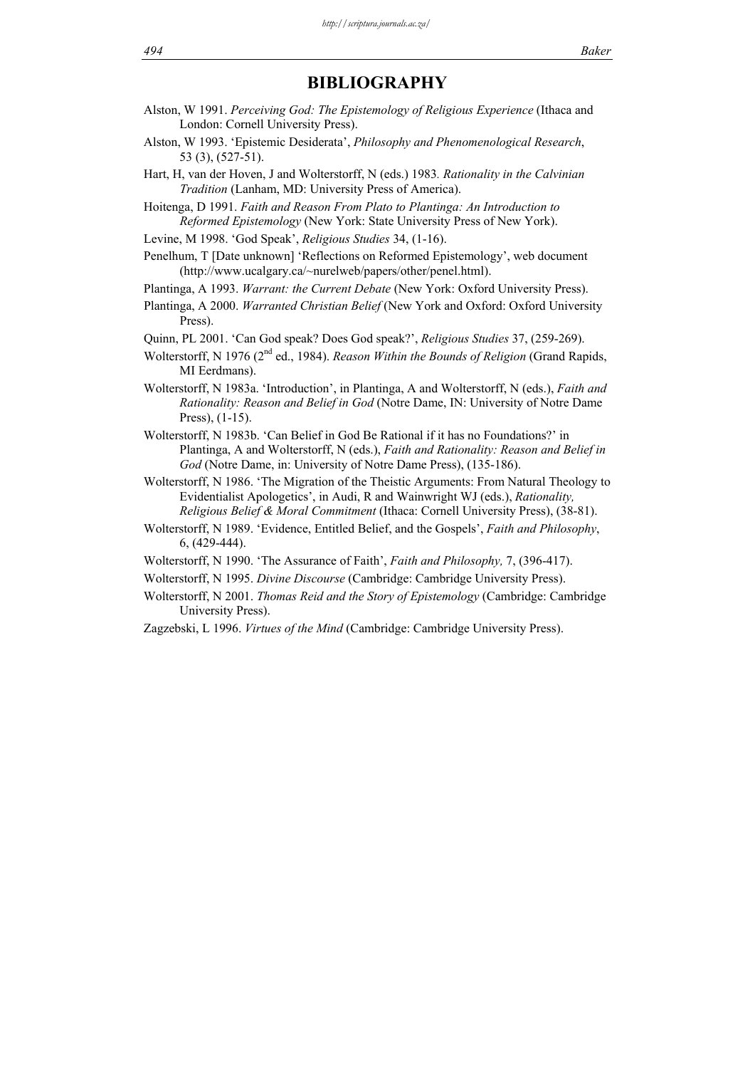# BIBLIOGRAPHY

Alston, W 1991. *Perceiving God: The Epistemology of Religious Experience* (Ithaca and London: Cornell University Press).

Alston, W 1993. 'Epistemic Desiderata', *Philosophy and Phenomenological Research*, 53 (3), (527-51).

Hart, H, van der Hoven, J and Wolterstorff, N (eds.) 1983. *Rationality in the Calvinian Tradition* (Lanham, MD: University Press of America).

Hoitenga, D 1991. *Faith and Reason From Plato to Plantinga: An Introduction to Reformed Epistemology* (New York: State University Press of New York).

Levine, M 1998. 'God Speak', *Religious Studies* 34, (1-16).

Penelhum, T [Date unknown] 'Reflections on Reformed Epistemology', web document (http://www.ucalgary.ca/~nurelweb/papers/other/penel.html).

Plantinga, A 1993. *Warrant: the Current Debate* (New York: Oxford University Press).

Plantinga, A 2000. *Warranted Christian Belief* (New York and Oxford: Oxford University Press).

Quinn, PL 2001. 'Can God speak? Does God speak?', *Religious Studies* 37, (259-269).

Wolterstorff, N 1976 (2nd ed., 1984). *Reason Within the Bounds of Religion* (Grand Rapids, MI Eerdmans).

Wolterstorff, N 1983a. 'Introduction', in Plantinga, A and Wolterstorff, N (eds.), *Faith and Rationality: Reason and Belief in God* (Notre Dame, IN: University of Notre Dame Press), (1-15).

Wolterstorff, N 1983b. 'Can Belief in God Be Rational if it has no Foundations?' in Plantinga, A and Wolterstorff, N (eds.), *Faith and Rationality: Reason and Belief in God* (Notre Dame, in: University of Notre Dame Press), (135-186).

Wolterstorff, N 1986. 'The Migration of the Theistic Arguments: From Natural Theology to Evidentialist Apologetics', in Audi, R and Wainwright WJ (eds.), *Rationality, Religious Belief & Moral Commitment* (Ithaca: Cornell University Press), (38-81).

Wolterstorff, N 1989. 'Evidence, Entitled Belief, and the Gospels', *Faith and Philosophy*, 6, (429-444).

Wolterstorff, N 1990. 'The Assurance of Faith', *Faith and Philosophy,* 7, (396-417).

Wolterstorff, N 1995. *Divine Discourse* (Cambridge: Cambridge University Press).

Wolterstorff, N 2001. *Thomas Reid and the Story of Epistemology* (Cambridge: Cambridge University Press).

Zagzebski, L 1996. *Virtues of the Mind* (Cambridge: Cambridge University Press).